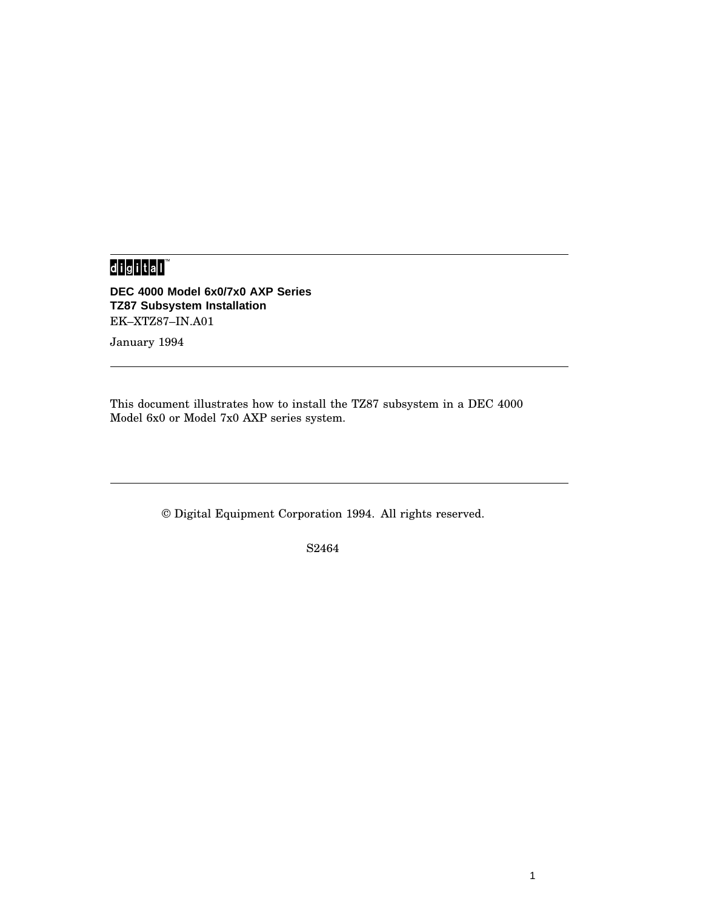digital™

# DEC 4000 Model 6x0/7x0 AXP Series TZ87 Subsystem Installation

EK–XTZ87–IN.A01

January 1994

This document illustrates how to install the TZ87 subsystem in a DEC 4000 Model 6x0 or Model 7x0 AXP series system.

© Digital Equipment Corporation 1994. All rights reserved.

S2464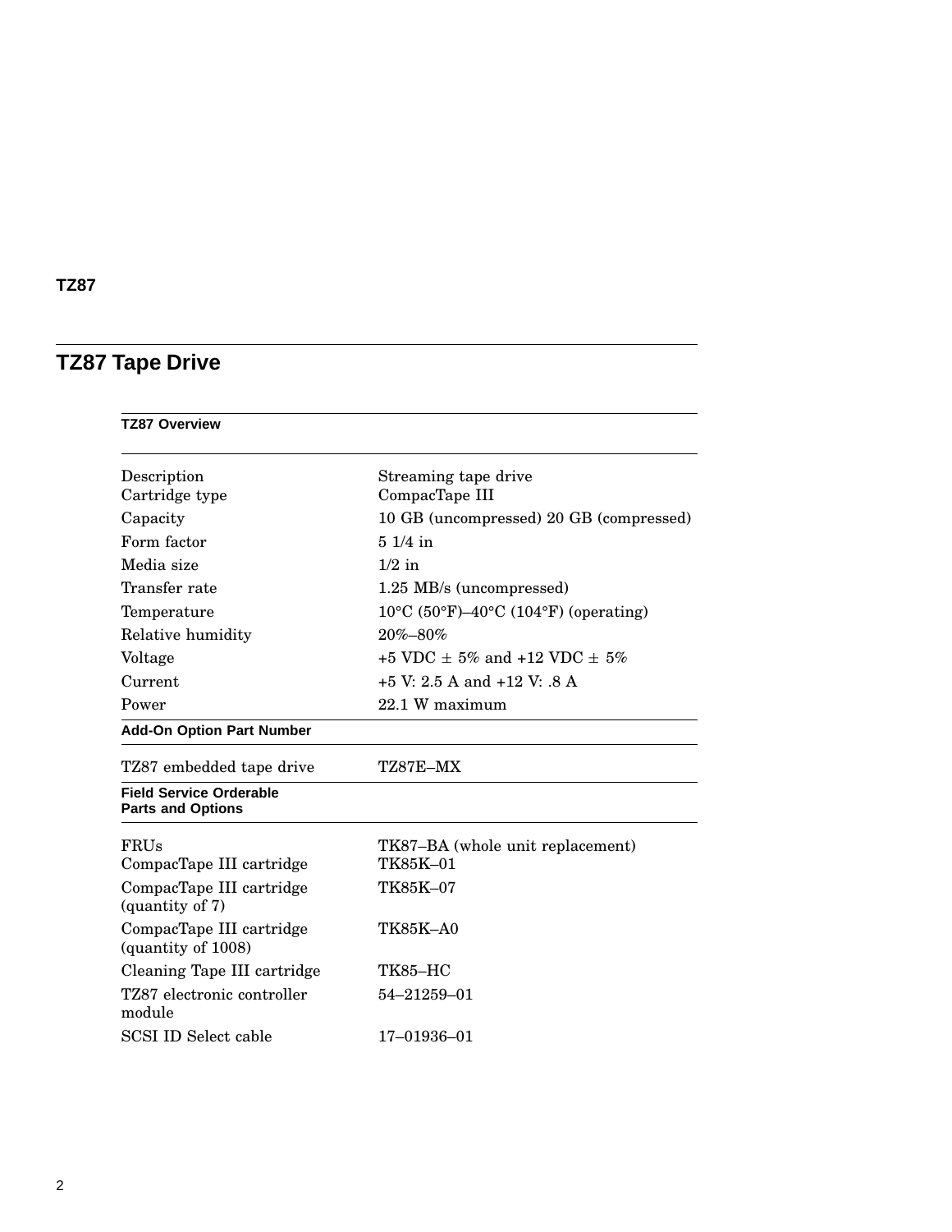# TZ87 Tape Drive

| TZ87 Overview | |
|---|---|
| Description | Streaming tape drive |
| Cartridge type | CompacTape III |
| Capacity | 10 GB (uncompressed) 20 GB (compressed) |
| Form factor | 5 1/4 in |
| Media size | 1/2 in |
| Transfer rate | 1.25 MB/s (uncompressed) |
| Temperature | 10°C (50°F)–40°C (104°F) (operating) |
| Relative humidity | 20%–80% |
| Voltage | +5 VDC ± 5% and +12 VDC ± 5% |
| Current | +5 V: 2.5 A and +12 V: .8 A |
| Power | 22.1 W maximum |
| **Add-On Option Part Number** | |
| TZ87 embedded tape drive | TZ87E–MX |
| **Field Service Orderable Parts and Options** | |
| FRUs | TK87–BA (whole unit replacement) |
| CompacTape III cartridge | TK85K–01 |
| CompacTape III cartridge (quantity of 7) | TK85K–07 |
| CompacTape III cartridge (quantity of 1008) | TK85K–A0 |
| Cleaning Tape III cartridge | TK85–HC |
| TZ87 electronic controller module | 54–21259–01 |
| SCSI ID Select cable | 17–01936–01 |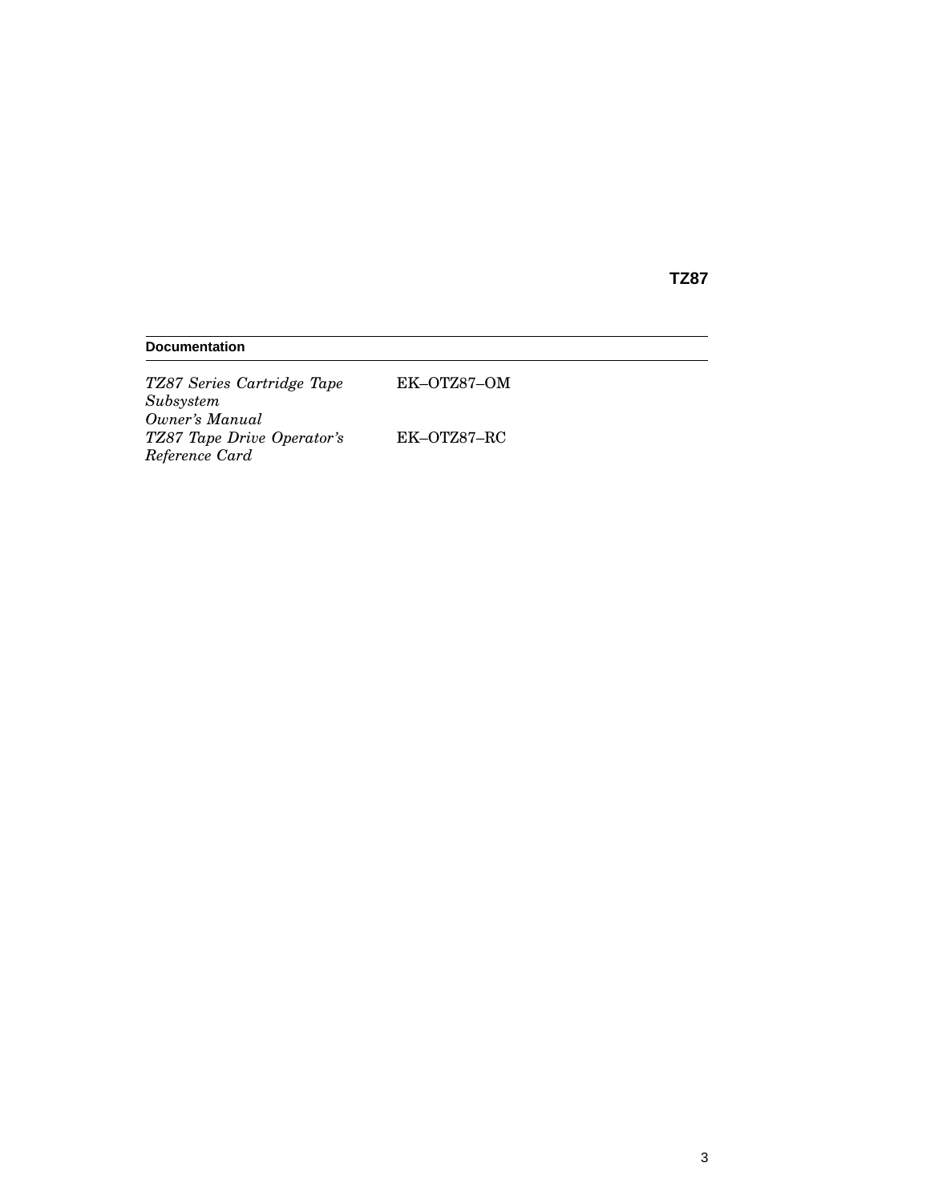## TZ87

| Documentation | |
|---|---|
| *TZ87 Series Cartridge Tape Subsystem Owner's Manual* | EK–OTZ87–OM |
| *TZ87 Tape Drive Operator's Reference Card* | EK–OTZ87–RC |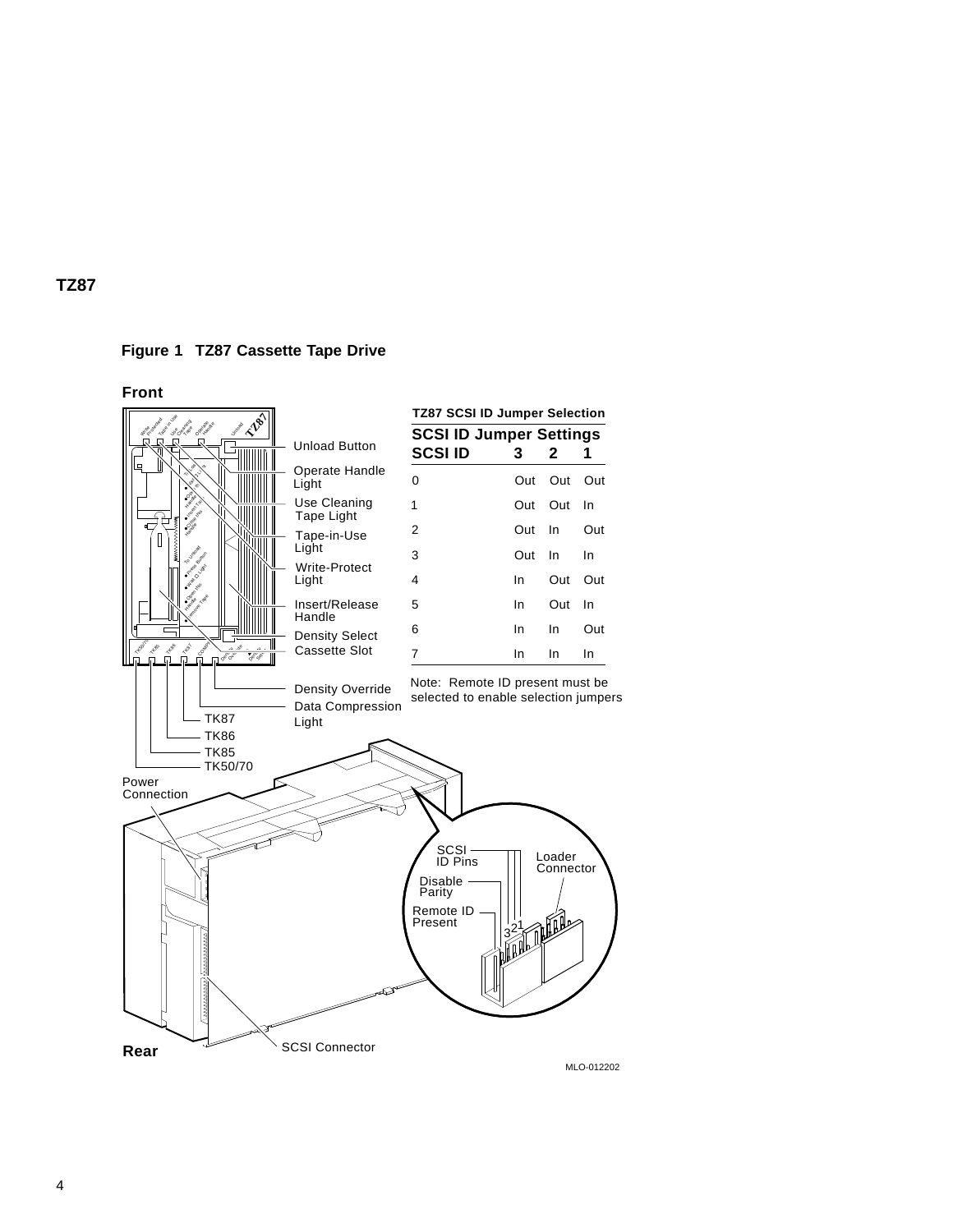## TZ87

**Figure 1 TZ87 Cassette Tape Drive**

**Front**

Unload Button
Operate Handle Light
Use Cleaning Tape Light
Tape-in-Use Light
Write-Protect Light
Insert/Release Handle
Density Select
Cassette Slot
Density Override
Data Compression Light
TK87
TK86
TK85
TK50/70
Power Connection

**TZ87 SCSI ID Jumper Selection**

| SCSI ID Jumper Settings | | | |
|---|---|---|---|
| **SCSI ID** | **3** | **2** | **1** |
| 0 | Out | Out | Out |
| 1 | Out | Out | In |
| 2 | Out | In | Out |
| 3 | Out | In | In |
| 4 | In | Out | Out |
| 5 | In | Out | In |
| 6 | In | In | Out |
| 7 | In | In | In |

Note: Remote ID present must be selected to enable selection jumpers

SCSI ID Pins
Loader Connector
Disable Parity
Remote ID Present

**Rear**

SCSI Connector

MLO-012202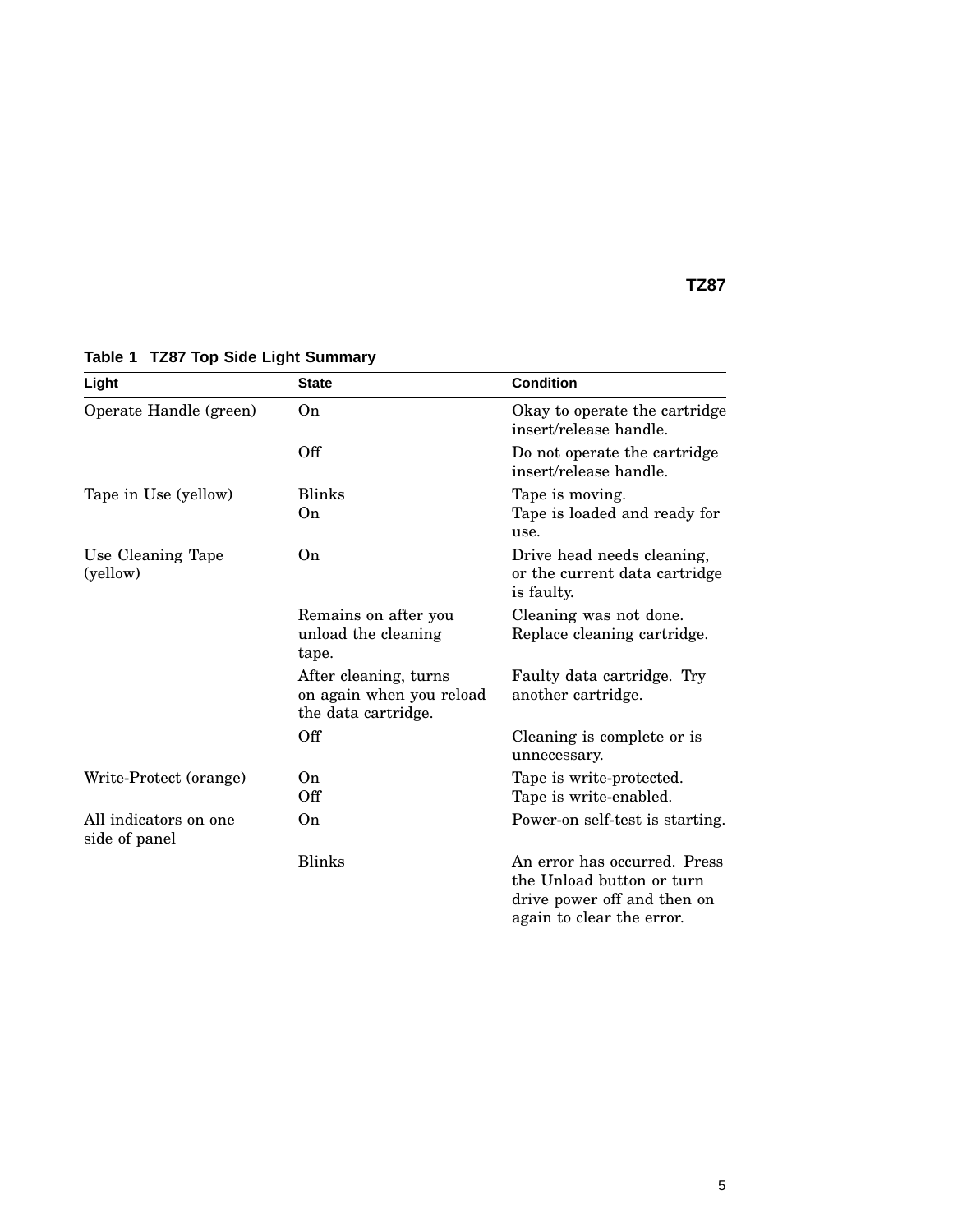**Table 1 TZ87 Top Side Light Summary**

| Light | State | Condition |
| --- | --- | --- |
| Operate Handle (green) | On | Okay to operate the cartridge insert/release handle. |
| | Off | Do not operate the cartridge insert/release handle. |
| Tape in Use (yellow) | Blinks | Tape is moving. |
| | On | Tape is loaded and ready for use. |
| Use Cleaning Tape (yellow) | On | Drive head needs cleaning, or the current data cartridge is faulty. |
| | Remains on after you unload the cleaning tape. | Cleaning was not done. Replace cleaning cartridge. |
| | After cleaning, turns on again when you reload the data cartridge. | Faulty data cartridge. Try another cartridge. |
| | Off | Cleaning is complete or is unnecessary. |
| Write-Protect (orange) | On | Tape is write-protected. |
| | Off | Tape is write-enabled. |
| All indicators on one side of panel | On | Power-on self-test is starting. |
| | Blinks | An error has occurred. Press the Unload button or turn drive power off and then on again to clear the error. |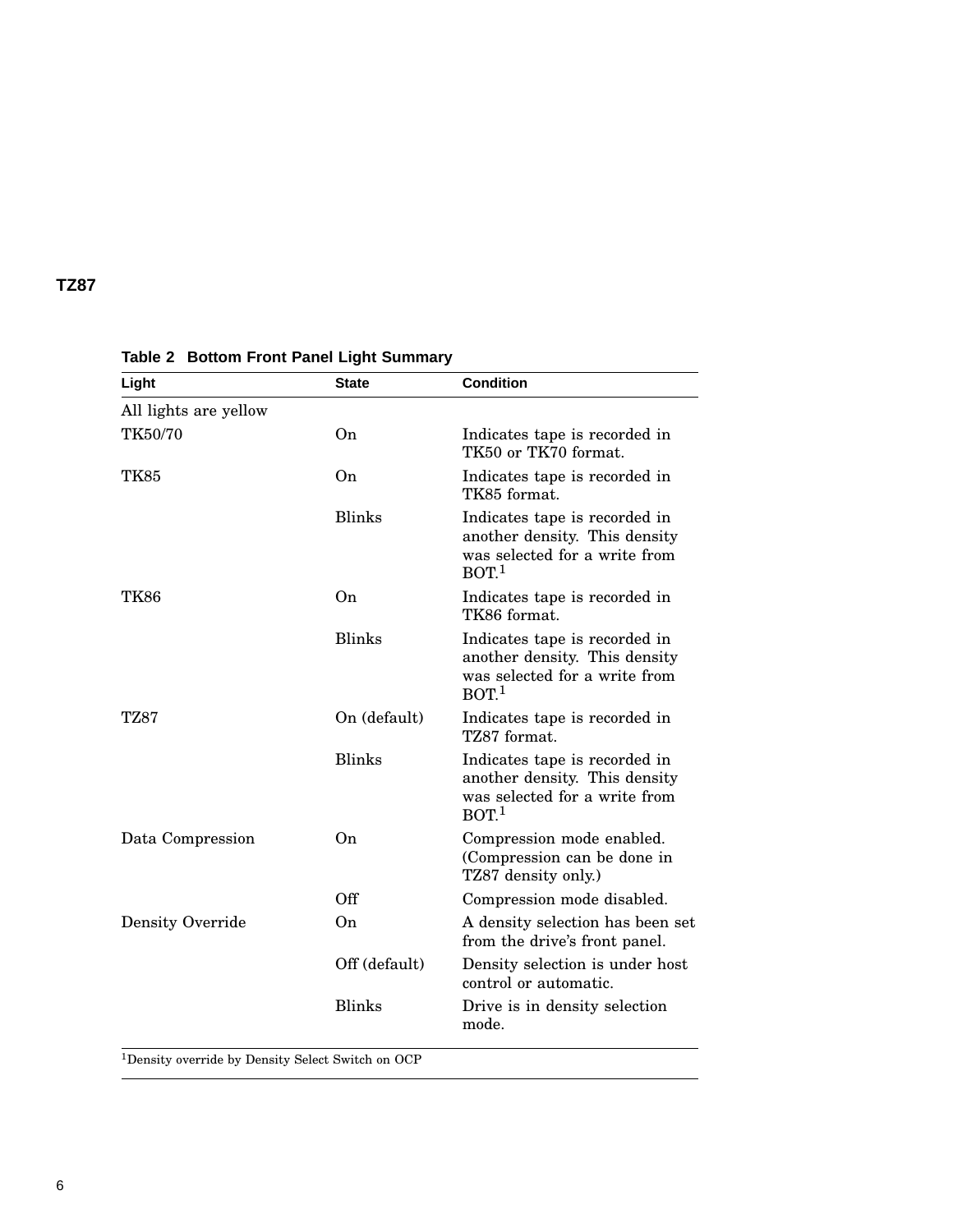**Table 2 Bottom Front Panel Light Summary**

| Light | State | Condition |
| --- | --- | --- |
| All lights are yellow | | |
| TK50/70 | On | Indicates tape is recorded in TK50 or TK70 format. |
| TK85 | On | Indicates tape is recorded in TK85 format. |
| | Blinks | Indicates tape is recorded in another density. This density was selected for a write from BOT.[1] |
| TK86 | On | Indicates tape is recorded in TK86 format. |
| | Blinks | Indicates tape is recorded in another density. This density was selected for a write from BOT.[1] |
| TZ87 | On (default) | Indicates tape is recorded in TZ87 format. |
| | Blinks | Indicates tape is recorded in another density. This density was selected for a write from BOT.[1] |
| Data Compression | On | Compression mode enabled. (Compression can be done in TZ87 density only.) |
| | Off | Compression mode disabled. |
| Density Override | On | A density selection has been set from the drive's front panel. |
| | Off (default) | Density selection is under host control or automatic. |
| | Blinks | Drive is in density selection mode. |

[1]Density override by Density Select Switch on OCP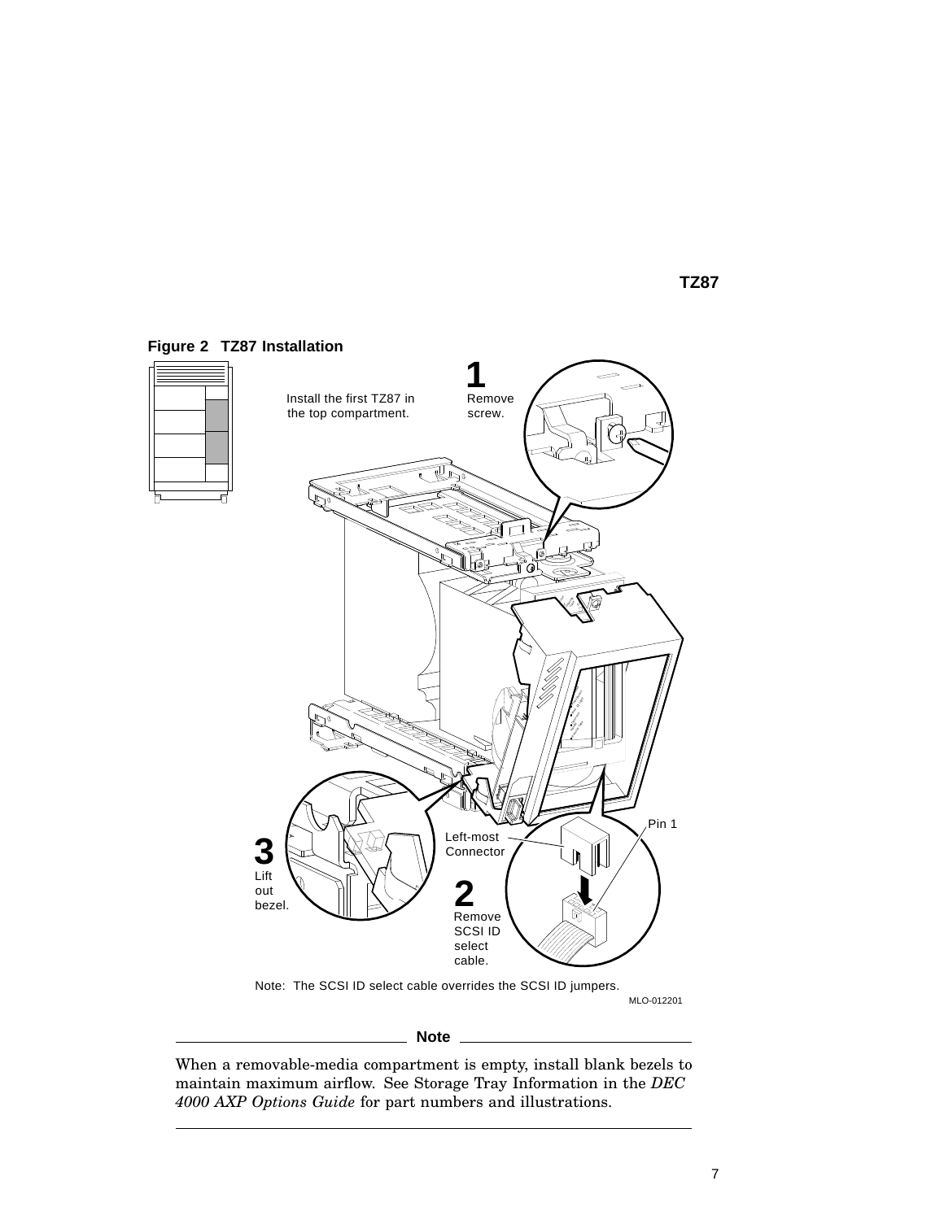**Figure 2 TZ87 Installation**

Install the first TZ87 in the top compartment.

**1** Remove screw.

**2** Remove SCSI ID select cable.

**3** Lift out bezel.

Left-most Connector

Pin 1

Note: The SCSI ID select cable overrides the SCSI ID jumpers.

MLO-012201

---

**Note**

When a removable-media compartment is empty, install blank bezels to maintain maximum airflow. See Storage Tray Information in the *DEC 4000 AXP Options Guide* for part numbers and illustrations.

---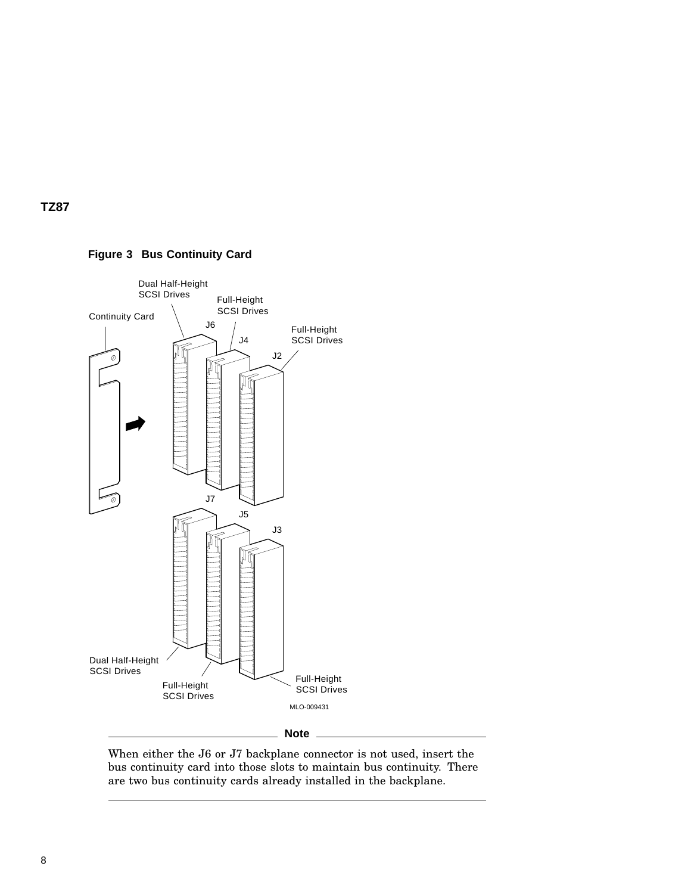## TZ87

**Figure 3 Bus Continuity Card**

**Note**

When either the J6 or J7 backplane connector is not used, insert the bus continuity card into those slots to maintain bus continuity. There are two bus continuity cards already installed in the backplane.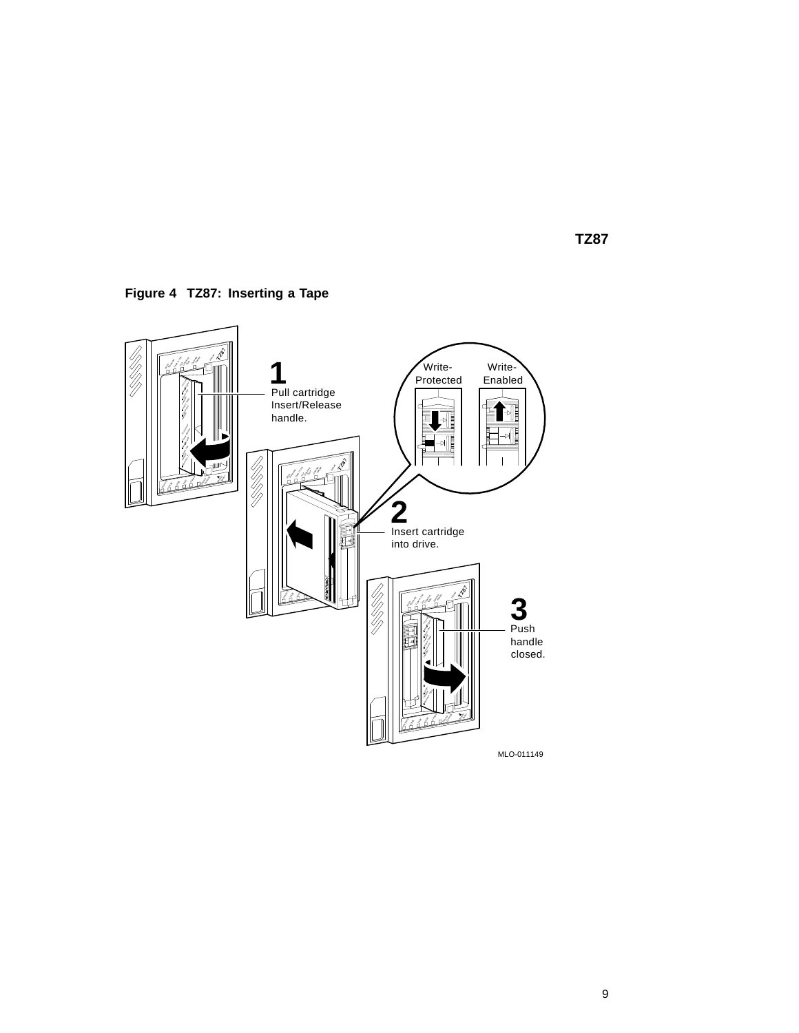**Figure 4 TZ87: Inserting a Tape**

1 Pull cartridge Insert/Release handle.

2 Insert cartridge into drive.

Write-Protected

Write-Enabled

3 Push handle closed.

MLO-011149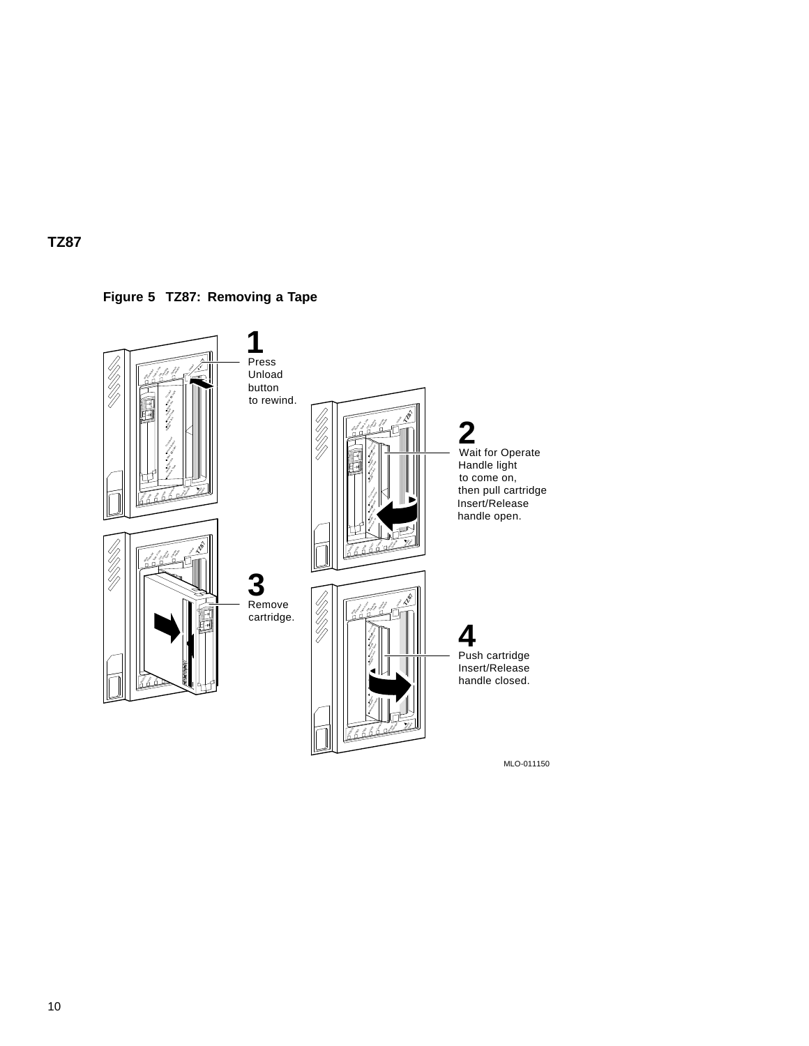**TZ87**

**Figure 5  TZ87: Removing a Tape**

1
Press
Unload
button
to rewind.

2
Wait for Operate
Handle light
to come on,
then pull cartridge
Insert/Release
handle open.

3
Remove
cartridge.

4
Push cartridge
Insert/Release
handle closed.

MLO-011150